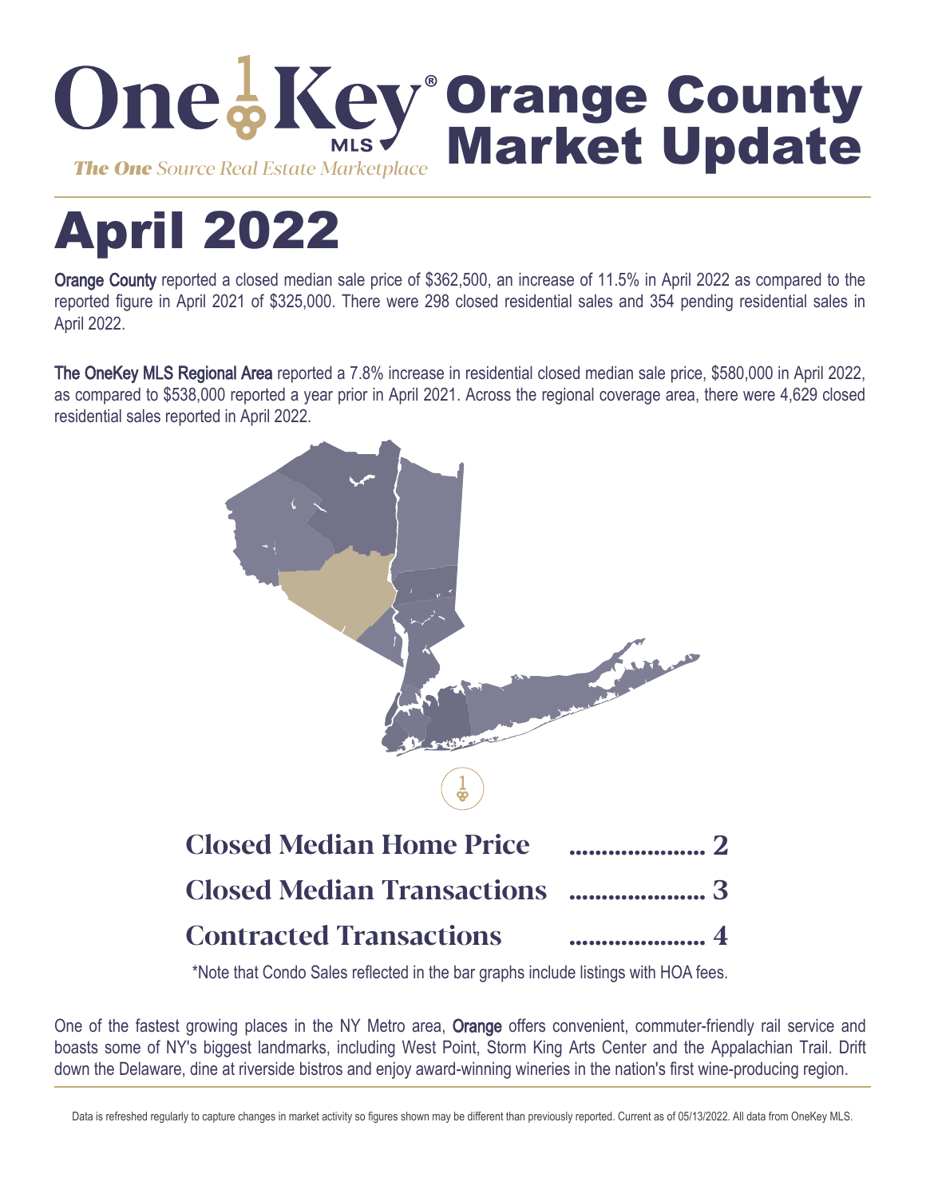# OneKey MLS Orange County Market Update

*The One Source Real Estate Marketplace*

# April 2022

**Orange County** reported a closed median sale price of $362,500, an increase of 11.5% in April 2022 as compared to the reported figure in April 2021 of $325,000. There were 298 closed residential sales and 354 pending residential sales in April 2022.

**The OneKey MLS Regional Area** reported a 7.8% increase in residential closed median sale price, $580,000 in April 2022, as compared to $538,000 reported a year prior in April 2021. Across the regional coverage area, there were 4,629 closed residential sales reported in April 2022.

| | |
|---|---|
| **Closed Median Home Price** | ..................... 2 |
| **Closed Median Transactions** | ..................... 3 |
| **Contracted Transactions** | ..................... 4 |

*Note that Condo Sales reflected in the bar graphs include listings with HOA fees.

One of the fastest growing places in the NY Metro area, **Orange** offers convenient, commuter-friendly rail service and boasts some of NY's biggest landmarks, including West Point, Storm King Arts Center and the Appalachian Trail. Drift down the Delaware, dine at riverside bistros and enjoy award-winning wineries in the nation's first wine-producing region.

Data is refreshed regularly to capture changes in market activity so figures shown may be different than previously reported. Current as of 05/13/2022. All data from OneKey MLS.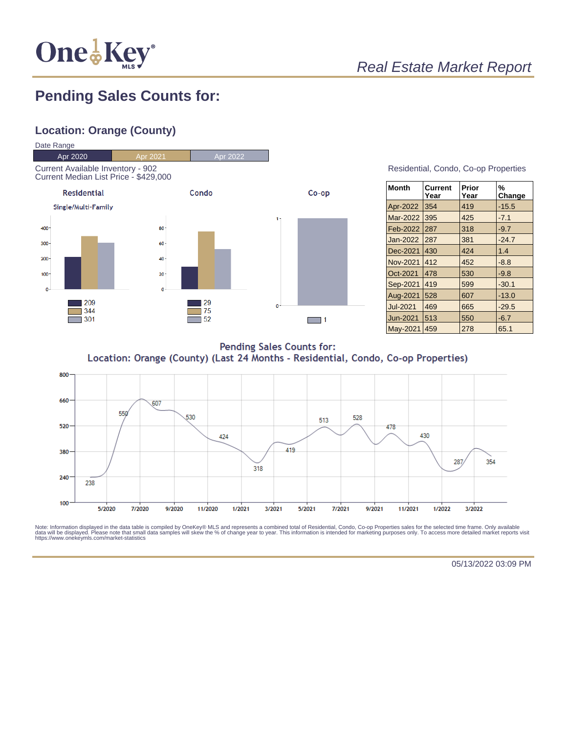*Real Estate Market Report*

# Pending Sales Counts for:

## Location: Orange (County)

Date Range

| Apr 2020 | Apr 2021 | Apr 2022 |
|---|---|---|

Current Available Inventory - 902
Current Median List Price - $429,000

**Residential**
Single/Multi-Family

- 209
- 344
- 301

**Condo**

- 29
- 75
- 52

**Co-op**

- 1

Residential, Condo, Co-op Properties

| Month | Current Year | Prior Year | % Change |
|---|---|---|---|
| Apr-2022 | 354 | 419 | -15.5 |
| Mar-2022 | 395 | 425 | -7.1 |
| Feb-2022 | 287 | 318 | -9.7 |
| Jan-2022 | 287 | 381 | -24.7 |
| Dec-2021 | 430 | 424 | 1.4 |
| Nov-2021 | 412 | 452 | -8.8 |
| Oct-2021 | 478 | 530 | -9.8 |
| Sep-2021 | 419 | 599 | -30.1 |
| Aug-2021 | 528 | 607 | -13.0 |
| Jul-2021 | 469 | 665 | -29.5 |
| Jun-2021 | 513 | 550 | -6.7 |
| May-2021 | 459 | 278 | 65.1 |

**Pending Sales Counts for:**
**Location: Orange (County) (Last 24 Months - Residential, Condo, Co-op Properties)**

Note: Information displayed in the data table is compiled by OneKey® MLS and represents a combined total of Residential, Condo, Co-op Properties sales for the selected time frame. Only available data will be displayed. Please note that small data samples will skew the % of change year to year. This information is intended for marketing purposes only. To access more detailed market reports visit https://www.onekeymls.com/market-statistics

05/13/2022 03:09 PM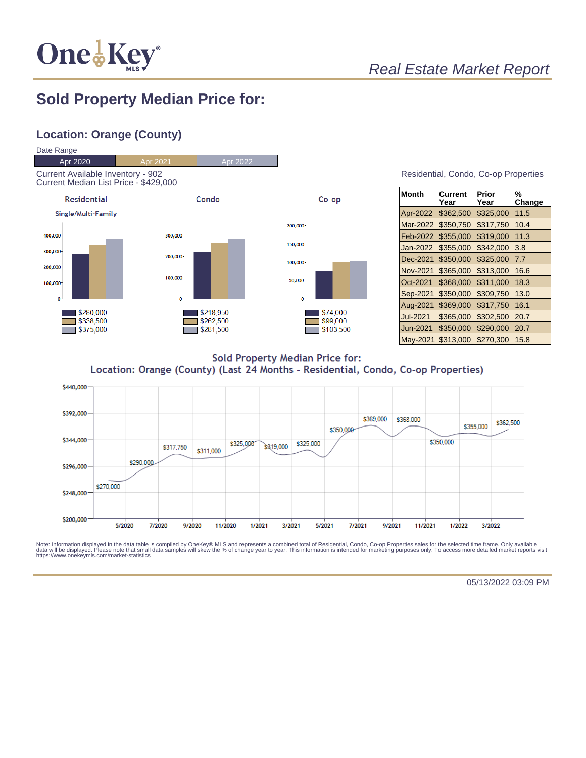**One Key MLS**

*Real Estate Market Report*

# Sold Property Median Price for:

## Location: Orange (County)

Date Range

| Apr 2020 | Apr 2021 | Apr 2022 |
|---|---|---|

Current Available Inventory - 902
Current Median List Price - $429,000

**Residential**
Single/Multi-Family

- $280,000
- $338,500
- $375,000

**Condo**

- $218,950
- $262,500
- $281,500

**Co-op**

- $74,000
- $99,000
- $103,500

Residential, Condo, Co-op Properties

| Month | Current Year | Prior Year | % Change |
|---|---|---|---|
| Apr-2022 | $362,500 | $325,000 | 11.5 |
| Mar-2022 | $350,750 | $317,750 | 10.4 |
| Feb-2022 | $355,000 | $319,000 | 11.3 |
| Jan-2022 | $355,000 | $342,000 | 3.8 |
| Dec-2021 | $350,000 | $325,000 | 7.7 |
| Nov-2021 | $365,000 | $313,000 | 16.6 |
| Oct-2021 | $368,000 | $311,000 | 18.3 |
| Sep-2021 | $350,000 | $309,750 | 13.0 |
| Aug-2021 | $369,000 | $317,750 | 16.1 |
| Jul-2021 | $365,000 | $302,500 | 20.7 |
| Jun-2021 | $350,000 | $290,000 | 20.7 |
| May-2021 | $313,000 | $270,300 | 15.8 |

**Sold Property Median Price for:**
**Location: Orange (County) (Last 24 Months - Residential, Condo, Co-op Properties)**

Chart data labels: $270,000; $290,000; $317,750; $311,000; $325,000; $319,000; $325,000; $350,000; $369,000; $368,000; $350,000; $355,000; $362,500

Y-axis: $200,000; $248,000; $296,000; $344,000; $392,000; $440,000
X-axis: 5/2020; 7/2020; 9/2020; 11/2020; 1/2021; 3/2021; 5/2021; 7/2021; 9/2021; 11/2021; 1/2022; 3/2022

Note: Information displayed in the data table is compiled by OneKey® MLS and represents a combined total of Residential, Condo, Co-op Properties sales for the selected time frame. Only available data will be displayed. Please note that small data samples will skew the % of change year to year. This information is intended for marketing purposes only. To access more detailed market reports visit https://www.onekeymls.com/market-statistics

05/13/2022 03:09 PM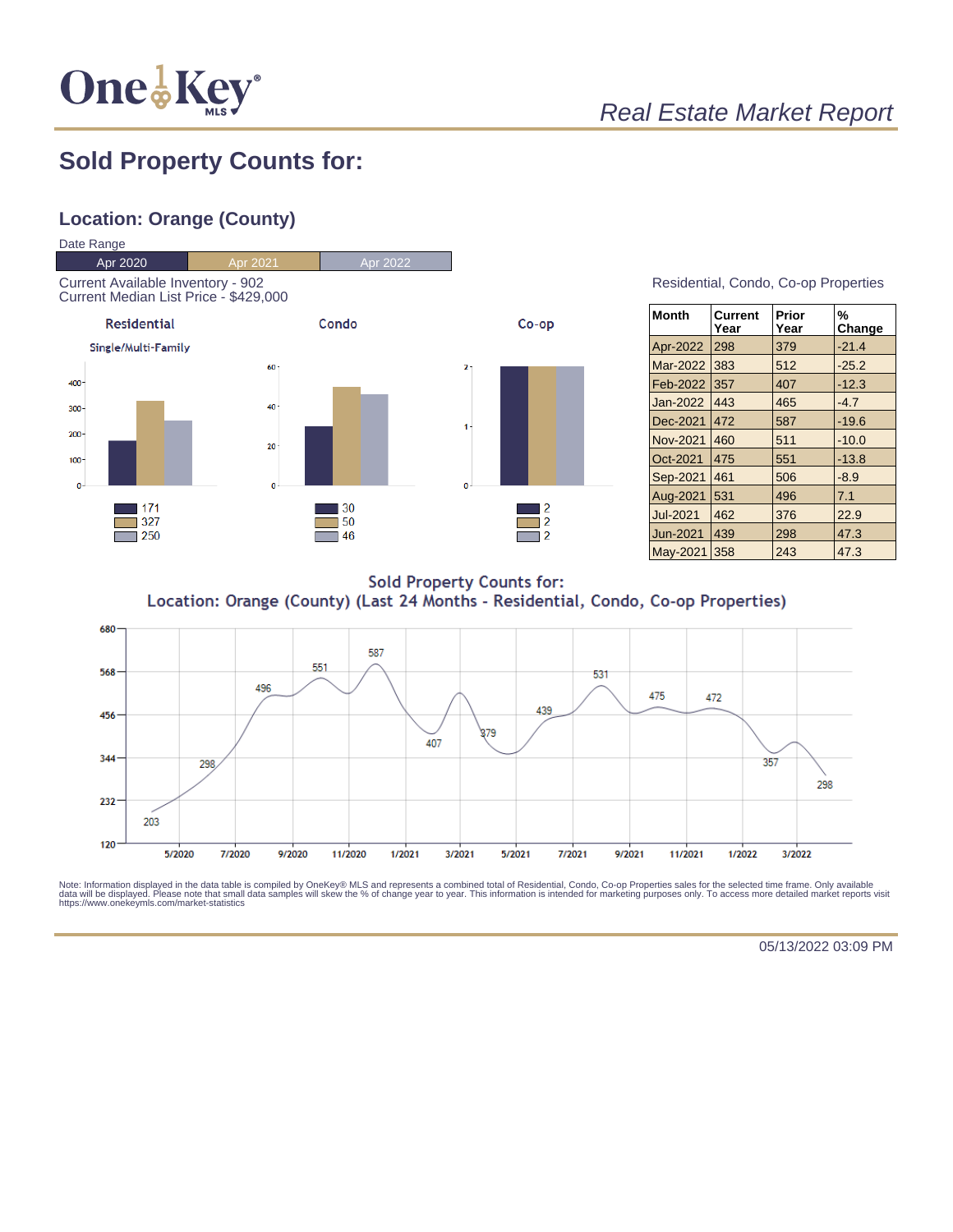# Sold Property Counts for:

## Location: Orange (County)

Date Range

Apr 2020 | Apr 2021 | Apr 2022

Current Available Inventory - 902
Current Median List Price - $429,000

Residential

Single/Multi-Family

400
300
200
100
0

171
327
250

Condo

60
40
20
0

30
50
46

Co-op

2
1
0

2
2
2

Residential, Condo, Co-op Properties

| Month | Current Year | Prior Year | % Change |
|---|---|---|---|
| Apr-2022 | 298 | 379 | -21.4 |
| Mar-2022 | 383 | 512 | -25.2 |
| Feb-2022 | 357 | 407 | -12.3 |
| Jan-2022 | 443 | 465 | -4.7 |
| Dec-2021 | 472 | 587 | -19.6 |
| Nov-2021 | 460 | 511 | -10.0 |
| Oct-2021 | 475 | 551 | -13.8 |
| Sep-2021 | 461 | 506 | -8.9 |
| Aug-2021 | 531 | 496 | 7.1 |
| Jul-2021 | 462 | 376 | 22.9 |
| Jun-2021 | 439 | 298 | 47.3 |
| May-2021 | 358 | 243 | 47.3 |

Sold Property Counts for:
Location: Orange (County) (Last 24 Months - Residential, Condo, Co-op Properties)

680
568
456
344
232
120

203
298
496
551
587
407
379
439
531
475
472
357
298

5/2020
7/2020
9/2020
11/2020
1/2021
3/2021
5/2021
7/2021
9/2021
11/2021
1/2022
3/2022

Note: Information displayed in the data table is compiled by OneKey® MLS and represents a combined total of Residential, Condo, Co-op Properties sales for the selected time frame. Only available data will be displayed. Please note that small data samples will skew the % of change year to year. This information is intended for marketing purposes only. To access more detailed market reports visit https://www.onekeymls.com/market-statistics

05/13/2022 03:09 PM